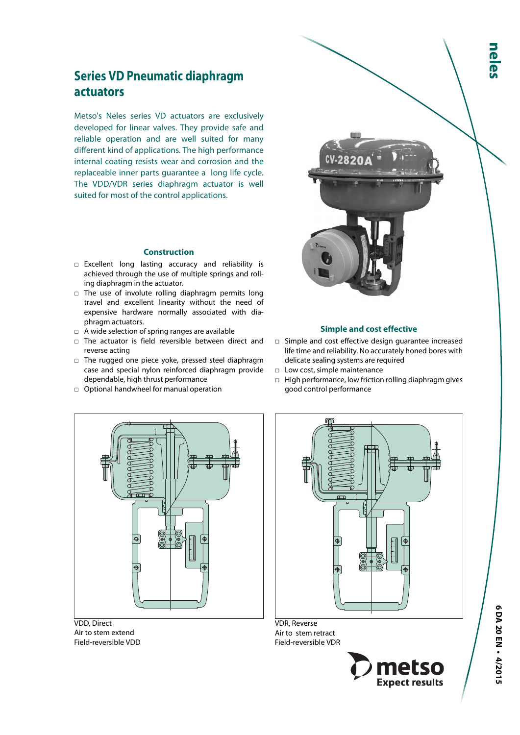# Series VD Pneumatic diaphragm actuators

Metso's Neles series VD actuators are exclusively developed for linear valves. They provide safe and reliable operation and are well suited for many different kind of applications. The high performance internal coating resists wear and corrosion and the replaceable inner parts guarantee a long life cycle. The VDD/VDR series diaphragm actuator is well suited for most of the control applications.

### Construction

- Excellent long lasting accuracy and reliability is achieved through the use of multiple springs and rolling diaphragm in the actuator.
- The use of involute rolling diaphragm permits long travel and excellent linearity without the need of expensive hardware normally associated with diaphragm actuators.
- A wide selection of spring ranges are available
- The actuator is field reversible between direct and reverse acting
- The rugged one piece yoke, pressed steel diaphragm case and special nylon reinforced diaphragm provide dependable, high thrust performance
- Optional handwheel for manual operation

### Simple and cost effective

- Simple and cost effective design guarantee increased life time and reliability. No accurately honed bores with delicate sealing systems are required
- Low cost, simple maintenance
- High performance, low friction rolling diaphragm gives good control performance

VDD, Direct
Air to stem extend
Field-reversible VDD

VDR, Reverse
Air to stem retract
Field-reversible VDR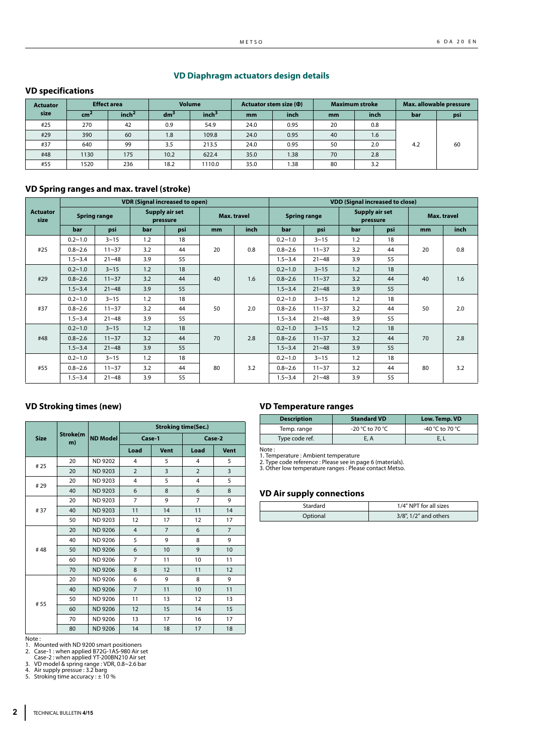## VD Diaphragm actuators design details

### VD specifications

| Actuator size | Effect area | | Volume | | Actuator stem size (Φ) | | Maximum stroke | | Max. allowable pressure | |
|---|---|---|---|---|---|---|---|---|---|---|
| | $cm^2$ | $inch^2$ | $dm^3$ | $inch^3$ | mm | inch | mm | inch | bar | psi |
| #25 | 270 | 42 | 0.9 | 54.9 | 24.0 | 0.95 | 20 | 0.8 | 4.2 | 60 |
| #29 | 390 | 60 | 1.8 | 109.8 | 24.0 | 0.95 | 40 | 1.6 | | |
| #37 | 640 | 99 | 3.5 | 213.5 | 24.0 | 0.95 | 50 | 2.0 | | |
| #48 | 1130 | 175 | 10.2 | 622.4 | 35.0 | 1.38 | 70 | 2.8 | | |
| #55 | 1520 | 236 | 18.2 | 1110.0 | 35.0 | 1.38 | 80 | 3.2 | | |

### VD Spring ranges and max. travel (stroke)

| Actuator size | VDR (Signal increased to open) | | | | | | VDD (Signal increased to close) | | | | | |
|---|---|---|---|---|---|---|---|---|---|---|---|---|
| | Spring range | | Supply air set pressure | | Max. travel | | Spring range | | Supply air set pressure | | Max. travel | |
| | bar | psi | bar | psi | mm | inch | bar | psi | bar | psi | mm | inch |
| #25 | 0.2~1.0 | 3~15 | 1.2 | 18 | 20 | 0.8 | 0.2~1.0 | 3~15 | 1.2 | 18 | 20 | 0.8 |
| | 0.8~2.6 | 11~37 | 3.2 | 44 | | | 0.8~2.6 | 11~37 | 3.2 | 44 | | |
| | 1.5~3.4 | 21~48 | 3.9 | 55 | | | 1.5~3.4 | 21~48 | 3.9 | 55 | | |
| #29 | 0.2~1.0 | 3~15 | 1.2 | 18 | 40 | 1.6 | 0.2~1.0 | 3~15 | 1.2 | 18 | 40 | 1.6 |
| | 0.8~2.6 | 11~37 | 3.2 | 44 | | | 0.8~2.6 | 11~37 | 3.2 | 44 | | |
| | 1.5~3.4 | 21~48 | 3.9 | 55 | | | 1.5~3.4 | 21~48 | 3.9 | 55 | | |
| #37 | 0.2~1.0 | 3~15 | 1.2 | 18 | 50 | 2.0 | 0.2~1.0 | 3~15 | 1.2 | 18 | 50 | 2.0 |
| | 0.8~2.6 | 11~37 | 3.2 | 44 | | | 0.8~2.6 | 11~37 | 3.2 | 44 | | |
| | 1.5~3.4 | 21~48 | 3.9 | 55 | | | 1.5~3.4 | 21~48 | 3.9 | 55 | | |
| #48 | 0.2~1.0 | 3~15 | 1.2 | 18 | 70 | 2.8 | 0.2~1.0 | 3~15 | 1.2 | 18 | 70 | 2.8 |
| | 0.8~2.6 | 11~37 | 3.2 | 44 | | | 0.8~2.6 | 11~37 | 3.2 | 44 | | |
| | 1.5~3.4 | 21~48 | 3.9 | 55 | | | 1.5~3.4 | 21~48 | 3.9 | 55 | | |
| #55 | 0.2~1.0 | 3~15 | 1.2 | 18 | 80 | 3.2 | 0.2~1.0 | 3~15 | 1.2 | 18 | 80 | 3.2 |
| | 0.8~2.6 | 11~37 | 3.2 | 44 | | | 0.8~2.6 | 11~37 | 3.2 | 44 | | |
| | 1.5~3.4 | 21~48 | 3.9 | 55 | | | 1.5~3.4 | 21~48 | 3.9 | 55 | | |

### VD Stroking times (new)

| Size | Stroke(mm) | ND Model | Stroking time(Sec.) | | | |
|---|---|---|---|---|---|---|
| | | | Case-1 | | Case-2 | |
| | | | Load | Vent | Load | Vent |
| # 25 | 20 | ND 9202 | 4 | 5 | 4 | 5 |
| | 20 | ND 9203 | 2 | 3 | 2 | 3 |
| # 29 | 20 | ND 9203 | 4 | 5 | 4 | 5 |
| | 40 | ND 9203 | 6 | 8 | 6 | 8 |
| # 37 | 20 | ND 9203 | 7 | 9 | 7 | 9 |
| | 40 | ND 9203 | 11 | 14 | 11 | 14 |
| | 50 | ND 9203 | 12 | 17 | 12 | 17 |
| # 48 | 20 | ND 9206 | 4 | 7 | 6 | 7 |
| | 40 | ND 9206 | 5 | 9 | 8 | 9 |
| | 50 | ND 9206 | 6 | 10 | 9 | 10 |
| | 60 | ND 9206 | 7 | 11 | 10 | 11 |
| | 70 | ND 9206 | 8 | 12 | 11 | 12 |
| # 55 | 20 | ND 9206 | 6 | 9 | 8 | 9 |
| | 40 | ND 9206 | 7 | 11 | 10 | 11 |
| | 50 | ND 9206 | 11 | 13 | 12 | 13 |
| | 60 | ND 9206 | 12 | 15 | 14 | 15 |
| | 70 | ND 9206 | 13 | 17 | 16 | 17 |
| | 80 | ND 9206 | 14 | 18 | 17 | 18 |

Note :
1. Mounted with ND 9200 smart positioners
2. Case-1 : when applied B72G-1AS-980 Air set
   Case-2 : when applied YT-200BN210 Air set
3. VD model & spring range : VDR, 0.8~2.6 bar
4. Air supply pressue : 3.2 barg
5. Stroking time accuracy : ± 10 %

### VD Temperature ranges

| Description | Standard VD | Low. Temp. VD |
|---|---|---|
| Temp. range | -20 °C to 70 °C | -40 °C to 70 °C |
| Type code ref. | E, A | E, L |

Note :
1. Temperature : Ambient temperature
2. Type code reference : Please see in page 6 (materials).
3. Other low temperature ranges : Please contact Metso.

### VD Air supply connections

| Stardard | 1/4" NPT for all sizes |
|---|---|
| Optional | 3/8", 1/2" and others |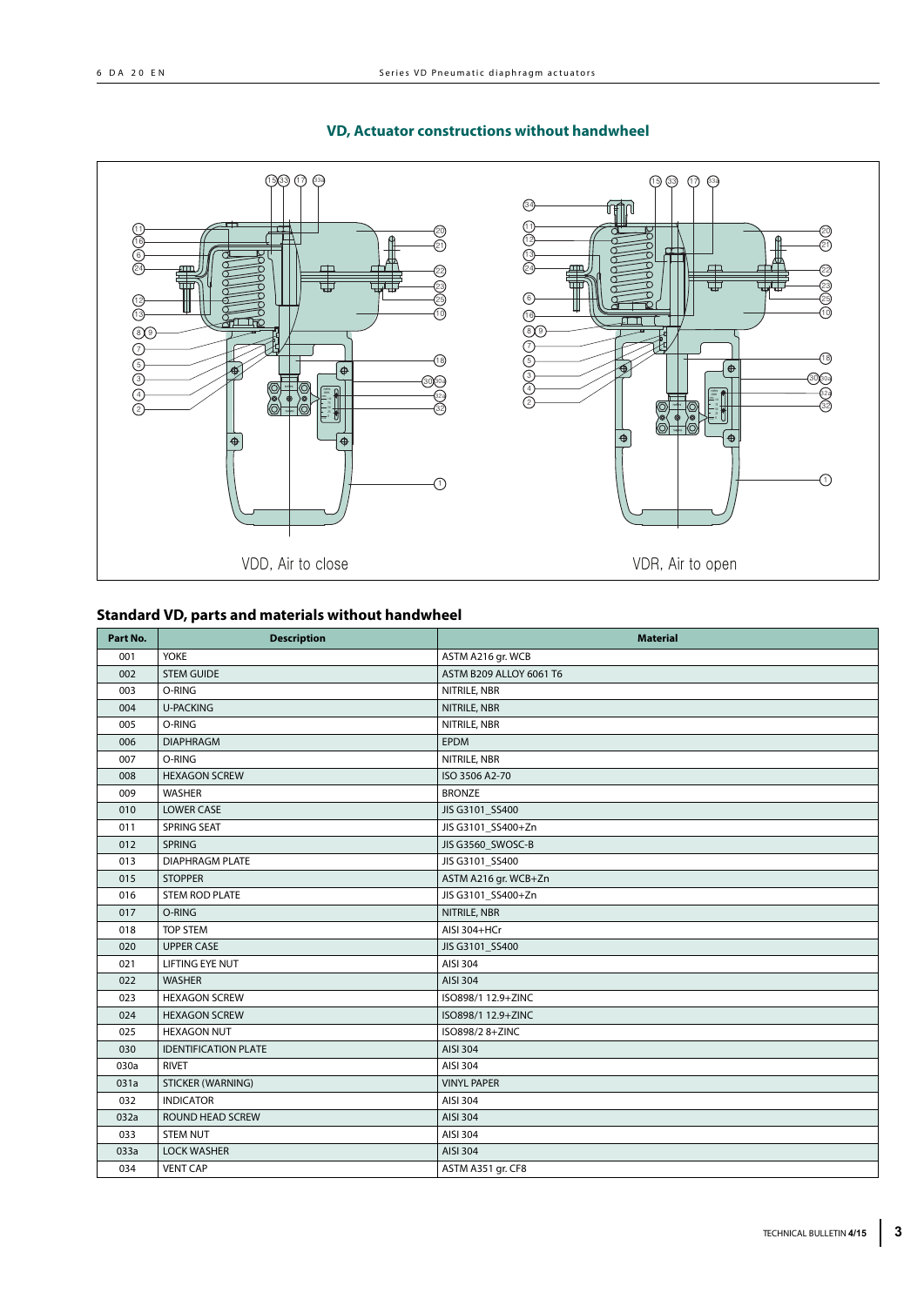## VD, Actuator constructions without handwheel

VDD, Air to close

VDR, Air to open

## Standard VD, parts and materials without handwheel

| Part No. | Description | Material |
|---|---|---|
| 001 | YOKE | ASTM A216 gr. WCB |
| 002 | STEM GUIDE | ASTM B209 ALLOY 6061 T6 |
| 003 | O-RING | NITRILE, NBR |
| 004 | U-PACKING | NITRILE, NBR |
| 005 | O-RING | NITRILE, NBR |
| 006 | DIAPHRAGM | EPDM |
| 007 | O-RING | NITRILE, NBR |
| 008 | HEXAGON SCREW | ISO 3506 A2-70 |
| 009 | WASHER | BRONZE |
| 010 | LOWER CASE | JIS G3101_SS400 |
| 011 | SPRING SEAT | JIS G3101_SS400+Zn |
| 012 | SPRING | JIS G3560_SWOSC-B |
| 013 | DIAPHRAGM PLATE | JIS G3101_SS400 |
| 015 | STOPPER | ASTM A216 gr. WCB+Zn |
| 016 | STEM ROD PLATE | JIS G3101_SS400+Zn |
| 017 | O-RING | NITRILE, NBR |
| 018 | TOP STEM | AISI 304+HCr |
| 020 | UPPER CASE | JIS G3101_SS400 |
| 021 | LIFTING EYE NUT | AISI 304 |
| 022 | WASHER | AISI 304 |
| 023 | HEXAGON SCREW | ISO898/1 12.9+ZINC |
| 024 | HEXAGON SCREW | ISO898/1 12.9+ZINC |
| 025 | HEXAGON NUT | ISO898/2 8+ZINC |
| 030 | IDENTIFICATION PLATE | AISI 304 |
| 030a | RIVET | AISI 304 |
| 031a | STICKER (WARNING) | VINYL PAPER |
| 032 | INDICATOR | AISI 304 |
| 032a | ROUND HEAD SCREW | AISI 304 |
| 033 | STEM NUT | AISI 304 |
| 033a | LOCK WASHER | AISI 304 |
| 034 | VENT CAP | ASTM A351 gr. CF8 |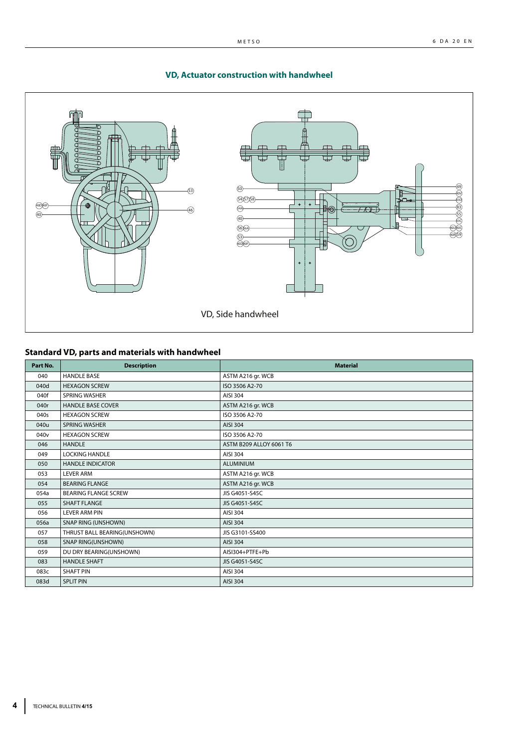## VD, Actuator construction with handwheel

VD, Side handwheel

### Standard VD, parts and materials with handwheel

| Part No. | Description | Material |
|---|---|---|
| 040 | HANDLE BASE | ASTM A216 gr. WCB |
| 040d | HEXAGON SCREW | ISO 3506 A2-70 |
| 040f | SPRING WASHER | AISI 304 |
| 040r | HANDLE BASE COVER | ASTM A216 gr. WCB |
| 040s | HEXAGON SCREW | ISO 3506 A2-70 |
| 040u | SPRING WASHER | AISI 304 |
| 040v | HEXAGON SCREW | ISO 3506 A2-70 |
| 046 | HANDLE | ASTM B209 ALLOY 6061 T6 |
| 049 | LOCKING HANDLE | AISI 304 |
| 050 | HANDLE INDICATOR | ALUMINIUM |
| 053 | LEVER ARM | ASTM A216 gr. WCB |
| 054 | BEARING FLANGE | ASTM A216 gr. WCB |
| 054a | BEARING FLANGE SCREW | JIS G4051-S45C |
| 055 | SHAFT FLANGE | JIS G4051-S45C |
| 056 | LEVER ARM PIN | AISI 304 |
| 056a | SNAP RING (UNSHOWN) | AISI 304 |
| 057 | THRUST BALL BEARING(UNSHOWN) | JIS G3101-SS400 |
| 058 | SNAP RING(UNSHOWN) | AISI 304 |
| 059 | DU DRY BEARING(UNSHOWN) | AISI304+PTFE+Pb |
| 083 | HANDLE SHAFT | JIS G4051-S45C |
| 083c | SHAFT PIN | AISI 304 |
| 083d | SPLIT PIN | AISI 304 |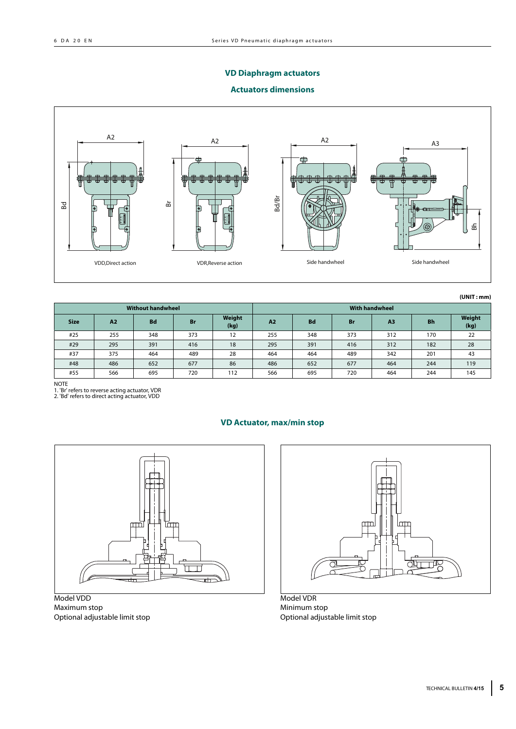## VD Diaphragm actuators

### Actuators dimensions

VDD,Direct action

VDR,Reverse action

Side handwheel

Side handwheel

**(UNIT : mm)**

| Without handwheel | | | | | With handwheel | | | | | |
|---|---|---|---|---|---|---|---|---|---|---|
| **Size** | **A2** | **Bd** | **Br** | **Weight (kg)** | **A2** | **Bd** | **Br** | **A3** | **Bh** | **Weight (kg)** |
| #25 | 255 | 348 | 373 | 12 | 255 | 348 | 373 | 312 | 170 | 22 |
| #29 | 295 | 391 | 416 | 18 | 295 | 391 | 416 | 312 | 182 | 28 |
| #37 | 375 | 464 | 489 | 28 | 464 | 464 | 489 | 342 | 201 | 43 |
| #48 | 486 | 652 | 677 | 86 | 486 | 652 | 677 | 464 | 244 | 119 |
| #55 | 566 | 695 | 720 | 112 | 566 | 695 | 720 | 464 | 244 | 145 |

NOTE
1. 'Br' refers to reverse acting actuator, VDR
2. 'Bd' refers to direct acting actuator, VDD

### VD Actuator, max/min stop

Model VDD
Maximum stop
Optional adjustable limit stop

Model VDR
Minimum stop
Optional adjustable limit stop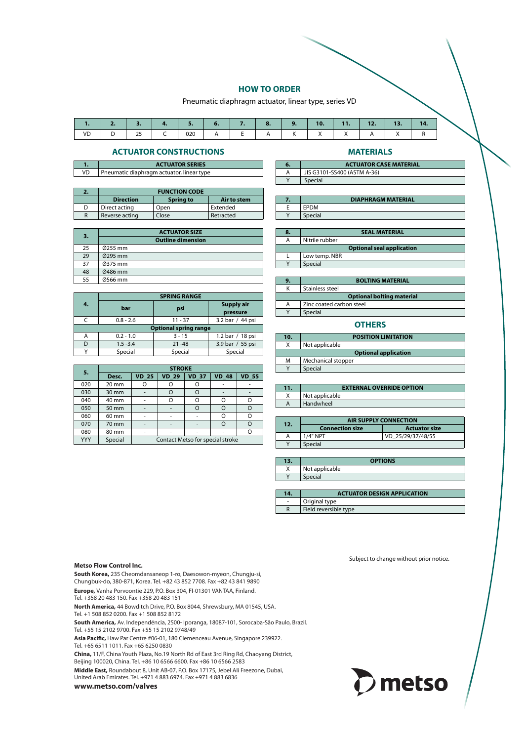## HOW TO ORDER

Pneumatic diaphragm actuator, linear type, series VD

| 1. | 2. | 3. | 4. | 5. | 6. | 7. | 8. | 9. | 10. | 11. | 12. | 13. | 14. |
|---|---|---|---|---|---|---|---|---|---|---|---|---|---|
| VD | D | 25 | C | 020 | A | E | A | K | X | X | A | X | R |

### ACTUATOR CONSTRUCTIONS

| 1. | ACTUATOR SERIES |
|---|---|
| VD | Pneumatic diaphragm actuator, linear type |

| 2. | FUNCTION CODE | | |
|---|---|---|---|
| | Direction | Spring to | Air to stem |
| D | Direct acting | Open | Extended |
| R | Reverse acting | Close | Retracted |

| 3. | ACTUATOR SIZE |
|---|---|
| | Outline dimension |
| 25 | Ø255 mm |
| 29 | Ø295 mm |
| 37 | Ø375 mm |
| 48 | Ø486 mm |
| 55 | Ø566 mm |

| 4. | SPRING RANGE | | |
|---|---|---|---|
| | bar | psi | Supply air pressure |
| C | 0.8 - 2.6 | 11 - 37 | 3.2 bar / 44 psi |
| Optional spring range | | | |
| A | 0.2 - 1.0 | 3 - 15 | 1.2 bar / 18 psi |
| D | 1.5 -3.4 | 21 -48 | 3.9 bar / 55 psi |
| Y | Special | Special | Special |

| 5. | STROKE | | | | | |
|---|---|---|---|---|---|---|
| | Desc. | VD_25 | VD_29 | VD_37 | VD_48 | VD_55 |
| 020 | 20 mm | O | O | O | - | - |
| 030 | 30 mm | - | O | O | - | - |
| 040 | 40 mm | - | O | O | O | O |
| 050 | 50 mm | - | - | O | O | O |
| 060 | 60 mm | - | - | - | O | O |
| 070 | 70 mm | - | - | - | O | O |
| 080 | 80 mm | - | - | - | - | O |
| YYY | Special | Contact Metso for special stroke | | | | |

### MATERIALS

| 6. | ACTUATOR CASE MATERIAL |
|---|---|
| A | JIS G3101-SS400 (ASTM A-36) |
| Y | Special |

| 7. | DIAPHRAGM MATERIAL |
|---|---|
| E | EPDM |
| Y | Special |

| 8. | SEAL MATERIAL |
|---|---|
| A | Nitrile rubber |
| | Optional seal application |
| L | Low temp. NBR |
| Y | Special |

| 9. | BOLTING MATERIAL |
|---|---|
| K | Stainless steel |
| | Optional bolting material |
| A | Zinc coated carbon steel |
| Y | Special |

### OTHERS

| 10. | POSITION LIMITATION |
|---|---|
| X | Not applicable |
| | Optional application |
| M | Mechanical stopper |
| Y | Special |

| 11. | EXTERNAL OVERRIDE OPTION |
|---|---|
| X | Not applicable |
| A | Handwheel |

| 12. | AIR SUPPLY CONNECTION | |
|---|---|---|
| | Connection size | Actuator size |
| A | 1/4" NPT | VD_25/29/37/48/55 |
| Y | Special | |

| 13. | OPTIONS |
|---|---|
| X | Not applicable |
| Y | Special |

| 14. | ACTUATOR DESIGN APPLICATION |
|---|---|
| - | Original type |
| R | Field reversible type |

Subject to change without prior notice.

**Metso Flow Control Inc.**

**South Korea,** 235 Cheomdansaneop 1-ro, Daesowon-myeon, Chungju-si, Chungbuk-do, 380-871, Korea. Tel. +82 43 852 7708. Fax +82 43 841 9890

**Europe,** Vanha Porvoontie 229, P.O. Box 304, FI-01301 VANTAA, Finland. Tel. +358 20 483 150. Fax +358 20 483 151

**North America,** 44 Bowditch Drive, P.O. Box 8044, Shrewsbury, MA 01545, USA. Tel. +1 508 852 0200. Fax +1 508 852 8172

**South America,** Av. Independência, 2500- Iporanga, 18087-101, Sorocaba-São Paulo, Brazil. Tel. +55 15 2102 9700. Fax +55 15 2102 9748/49

**Asia Pacific,** Haw Par Centre #06-01, 180 Clemenceau Avenue, Singapore 239922. Tel. +65 6511 1011. Fax +65 6250 0830

**China,** 11/F, China Youth Plaza, No.19 North Rd of East 3rd Ring Rd, Chaoyang District, Beijing 100020, China. Tel. +86 10 6566 6600. Fax +86 10 6566 2583

**Middle East,** Roundabout 8, Unit AB-07, P.O. Box 17175, Jebel Ali Freezone, Dubai, United Arab Emirates. Tel. +971 4 883 6974. Fax +971 4 883 6836

**www.metso.com/valves**

metso